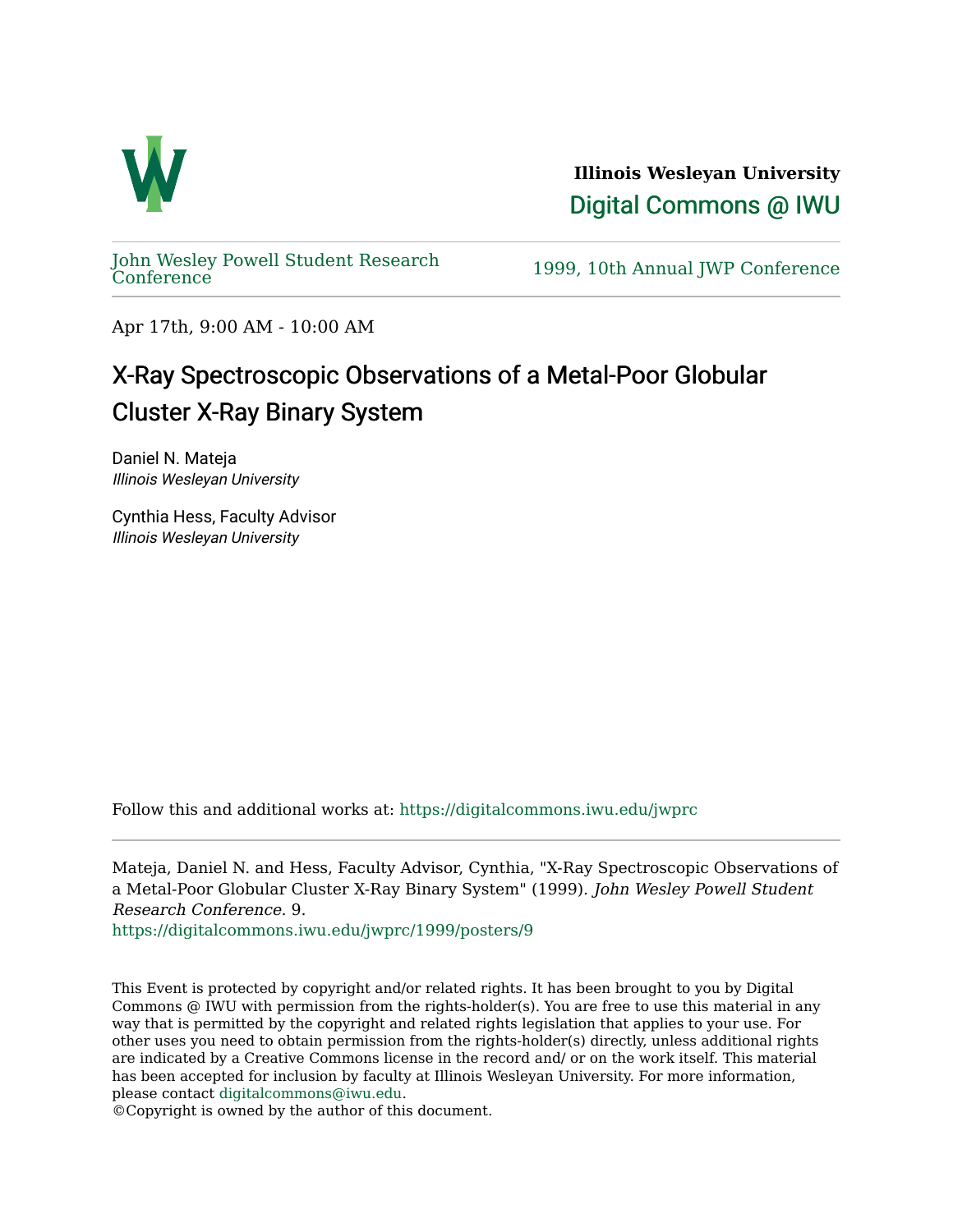**Illinois Wesleyan University**

Digital Commons @ IWU

John Wesley Powell Student Research Conference

1999, 10th Annual JWP Conference

Apr 17th, 9:00 AM - 10:00 AM

# X-Ray Spectroscopic Observations of a Metal-Poor Globular Cluster X-Ray Binary System

Daniel N. Mateja
*Illinois Wesleyan University*

Cynthia Hess, Faculty Advisor
*Illinois Wesleyan University*

Follow this and additional works at: https://digitalcommons.iwu.edu/jwprc

Mateja, Daniel N. and Hess, Faculty Advisor, Cynthia, "X-Ray Spectroscopic Observations of a Metal-Poor Globular Cluster X-Ray Binary System" (1999). *John Wesley Powell Student Research Conference*. 9.
https://digitalcommons.iwu.edu/jwprc/1999/posters/9

This Event is protected by copyright and/or related rights. It has been brought to you by Digital Commons @ IWU with permission from the rights-holder(s). You are free to use this material in any way that is permitted by the copyright and related rights legislation that applies to your use. For other uses you need to obtain permission from the rights-holder(s) directly, unless additional rights are indicated by a Creative Commons license in the record and/ or on the work itself. This material has been accepted for inclusion by faculty at Illinois Wesleyan University. For more information, please contact digitalcommons@iwu.edu.
©Copyright is owned by the author of this document.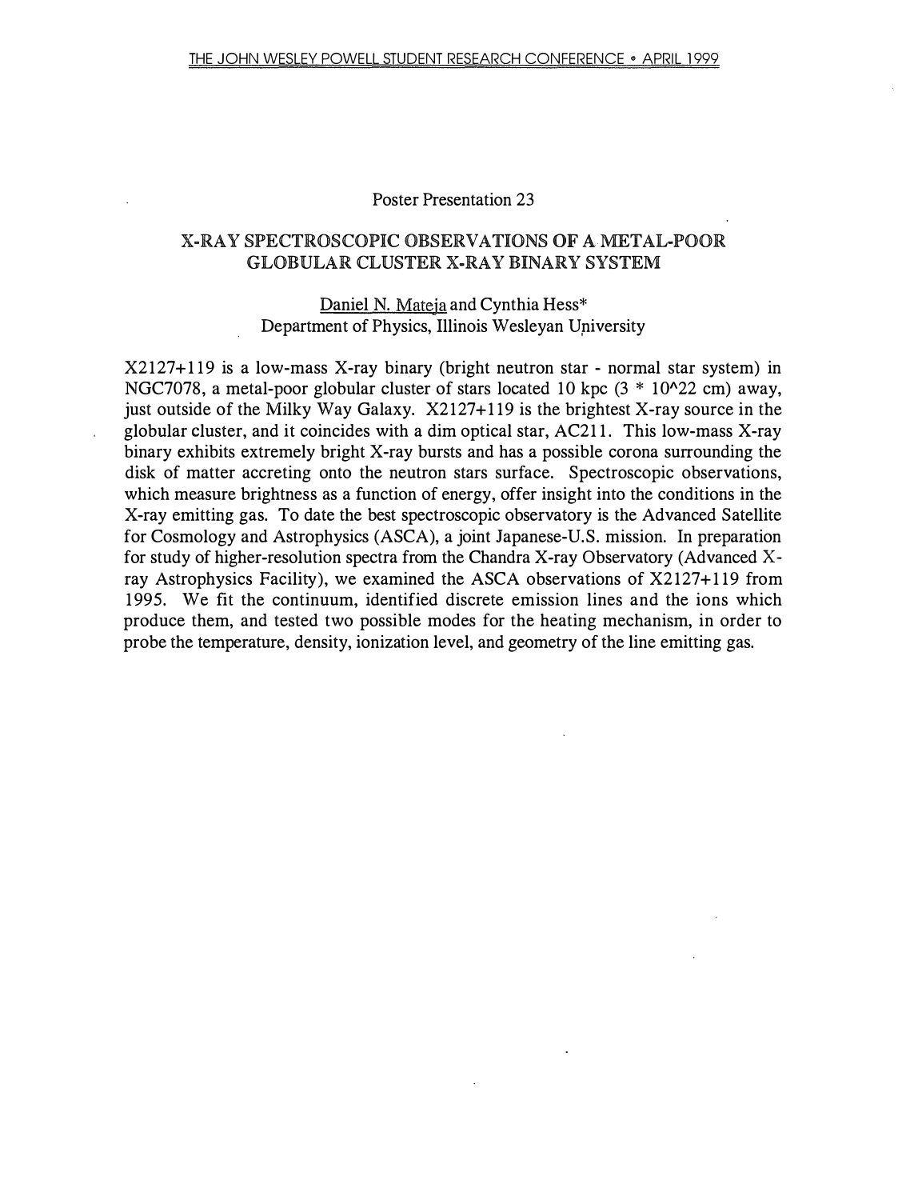Poster Presentation 23

## X-RAY SPECTROSCOPIC OBSERVATIONS OF A METAL-POOR GLOBULAR CLUSTER X-RAY BINARY SYSTEM

Daniel N. Mateja and Cynthia Hess*
Department of Physics, Illinois Wesleyan University

X2127+119 is a low-mass X-ray binary (bright neutron star - normal star system) in NGC7078, a metal-poor globular cluster of stars located 10 kpc (3 * 10^22 cm) away, just outside of the Milky Way Galaxy. X2127+119 is the brightest X-ray source in the globular cluster, and it coincides with a dim optical star, AC211. This low-mass X-ray binary exhibits extremely bright X-ray bursts and has a possible corona surrounding the disk of matter accreting onto the neutron stars surface. Spectroscopic observations, which measure brightness as a function of energy, offer insight into the conditions in the X-ray emitting gas. To date the best spectroscopic observatory is the Advanced Satellite for Cosmology and Astrophysics (ASCA), a joint Japanese-U.S. mission. In preparation for study of higher-resolution spectra from the Chandra X-ray Observatory (Advanced X-ray Astrophysics Facility), we examined the ASCA observations of X2127+119 from 1995. We fit the continuum, identified discrete emission lines and the ions which produce them, and tested two possible modes for the heating mechanism, in order to probe the temperature, density, ionization level, and geometry of the line emitting gas.